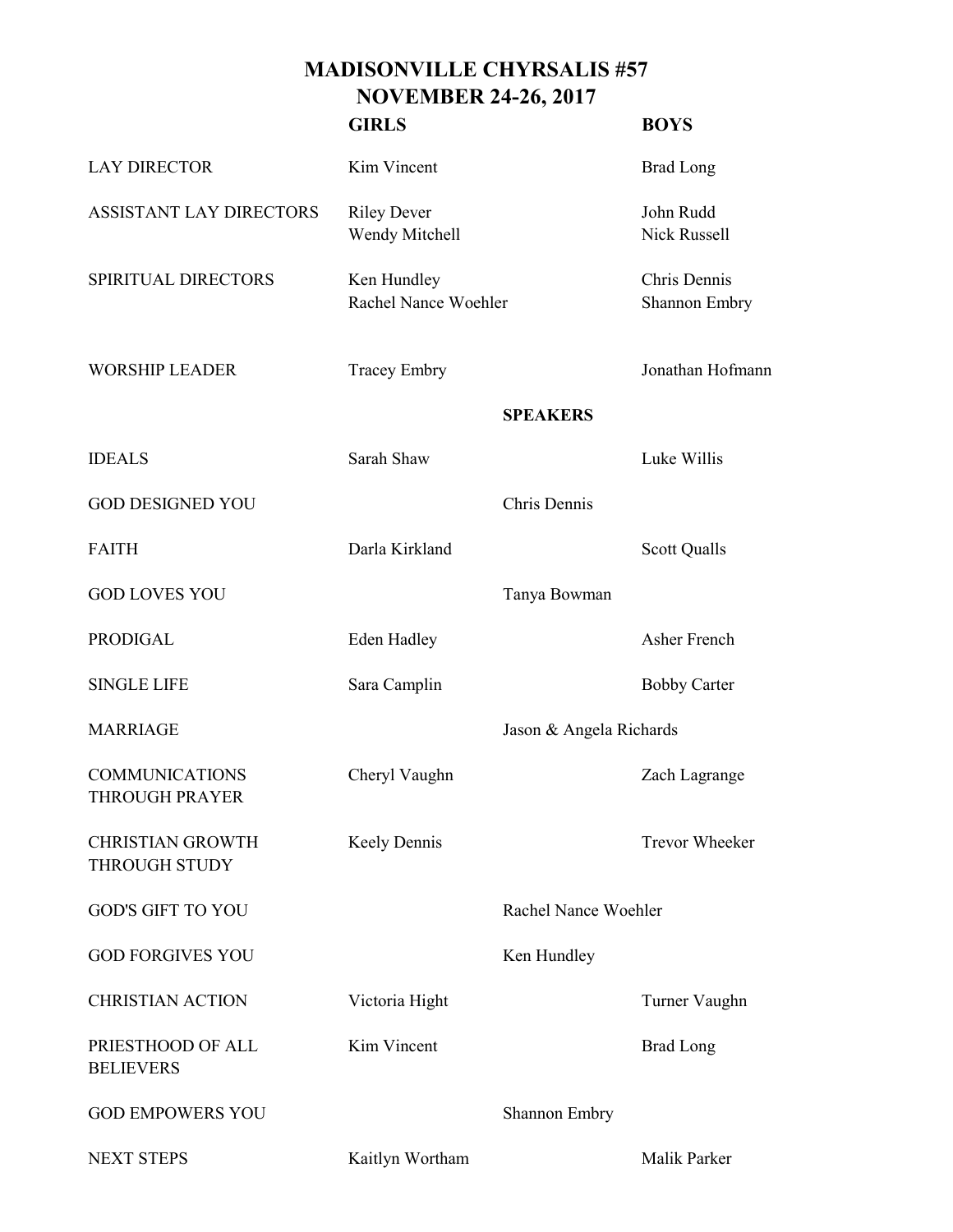# MADISONVILLE CHYRSALIS #57
## NOVEMBER 24-26, 2017

| | GIRLS | | BOYS |
|---|---|---|---|
| LAY DIRECTOR | Kim Vincent | | Brad Long |
| ASSISTANT LAY DIRECTORS | Riley Dever<br>Wendy Mitchell | | John Rudd<br>Nick Russell |
| SPIRITUAL DIRECTORS | Ken Hundley<br>Rachel Nance Woehler | | Chris Dennis<br>Shannon Embry |
| WORSHIP LEADER | Tracey Embry | | Jonathan Hofmann |
| | | **SPEAKERS** | |
| IDEALS | Sarah Shaw | | Luke Willis |
| GOD DESIGNED YOU | | Chris Dennis | |
| FAITH | Darla Kirkland | | Scott Qualls |
| GOD LOVES YOU | | Tanya Bowman | |
| PRODIGAL | Eden Hadley | | Asher French |
| SINGLE LIFE | Sara Camplin | | Bobby Carter |
| MARRIAGE | | Jason & Angela Richards | |
| COMMUNICATIONS THROUGH PRAYER | Cheryl Vaughn | | Zach Lagrange |
| CHRISTIAN GROWTH THROUGH STUDY | Keely Dennis | | Trevor Wheeker |
| GOD'S GIFT TO YOU | | Rachel Nance Woehler | |
| GOD FORGIVES YOU | | Ken Hundley | |
| CHRISTIAN ACTION | Victoria Hight | | Turner Vaughn |
| PRIESTHOOD OF ALL BELIEVERS | Kim Vincent | | Brad Long |
| GOD EMPOWERS YOU | | Shannon Embry | |
| NEXT STEPS | Kaitlyn Wortham | | Malik Parker |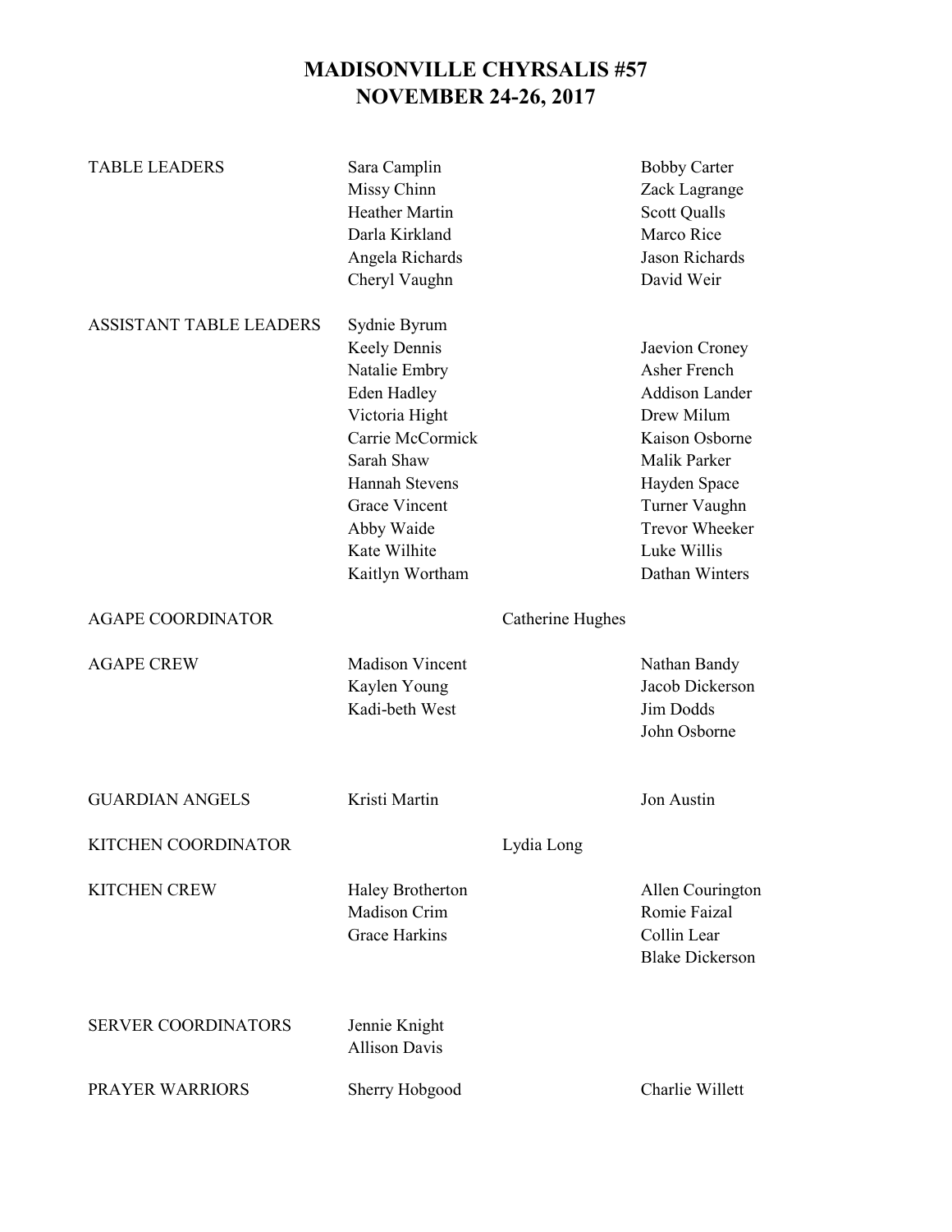# MADISONVILLE CHYRSALIS #57
# NOVEMBER 24-26, 2017

| | | | |
|---|---|---|---|
| TABLE LEADERS | Sara Camplin | | Bobby Carter |
| | Missy Chinn | | Zack Lagrange |
| | Heather Martin | | Scott Qualls |
| | Darla Kirkland | | Marco Rice |
| | Angela Richards | | Jason Richards |
| | Cheryl Vaughn | | David Weir |
| ASSISTANT TABLE LEADERS | Sydnie Byrum | | |
| | Keely Dennis | | Jaevion Croney |
| | Natalie Embry | | Asher French |
| | Eden Hadley | | Addison Lander |
| | Victoria Hight | | Drew Milum |
| | Carrie McCormick | | Kaison Osborne |
| | Sarah Shaw | | Malik Parker |
| | Hannah Stevens | | Hayden Space |
| | Grace Vincent | | Turner Vaughn |
| | Abby Waide | | Trevor Wheeker |
| | Kate Wilhite | | Luke Willis |
| | Kaitlyn Wortham | | Dathan Winters |
| AGAPE COORDINATOR | | Catherine Hughes | |
| AGAPE CREW | Madison Vincent | | Nathan Bandy |
| | Kaylen Young | | Jacob Dickerson |
| | Kadi-beth West | | Jim Dodds |
| | | | John Osborne |
| GUARDIAN ANGELS | Kristi Martin | | Jon Austin |
| KITCHEN COORDINATOR | | Lydia Long | |
| KITCHEN CREW | Haley Brotherton | | Allen Courington |
| | Madison Crim | | Romie Faizal |
| | Grace Harkins | | Collin Lear |
| | | | Blake Dickerson |
| SERVER COORDINATORS | Jennie Knight | | |
| | Allison Davis | | |
| PRAYER WARRIORS | Sherry Hobgood | | Charlie Willett |